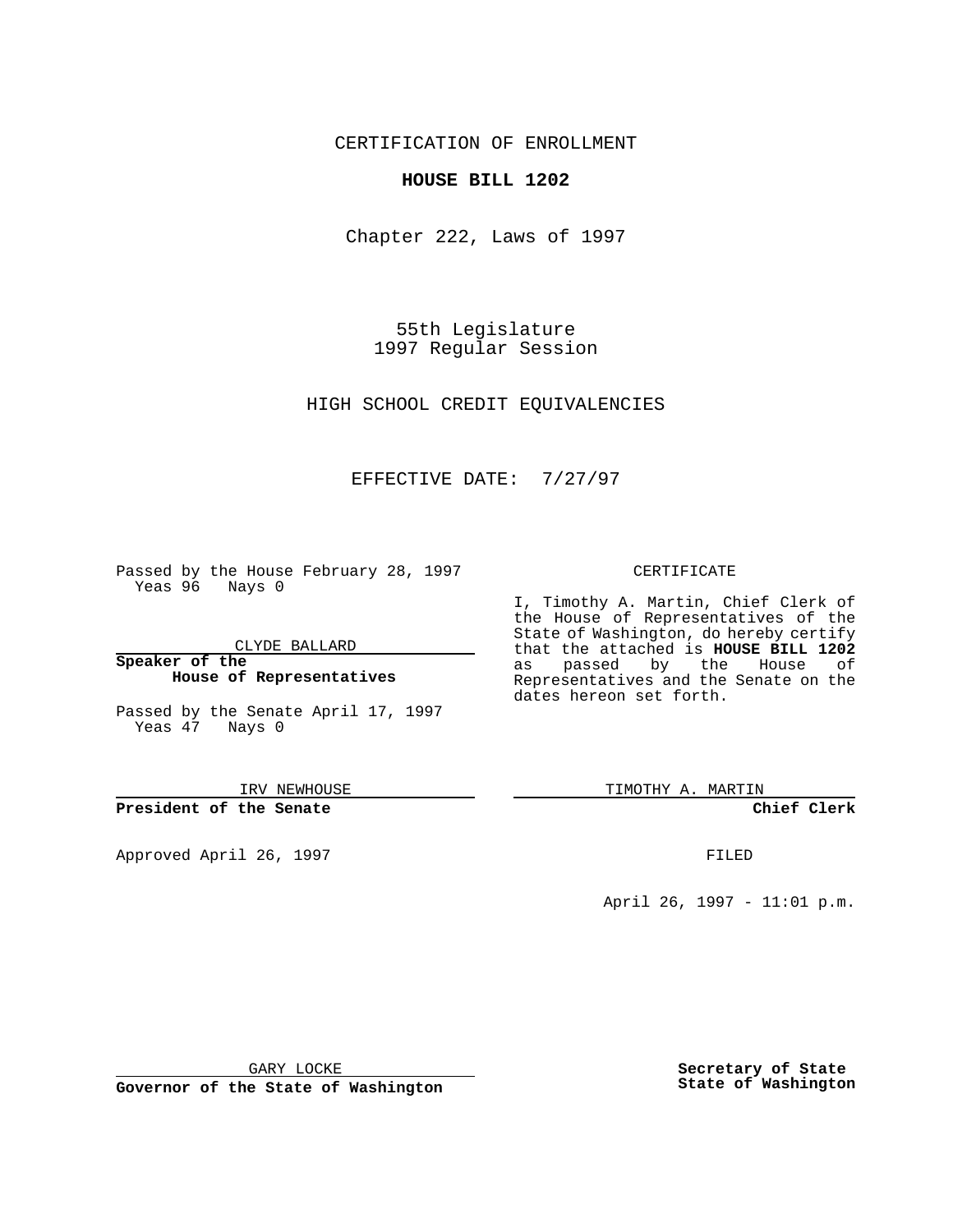CERTIFICATION OF ENROLLMENT

**HOUSE BILL 1202**

Chapter 222, Laws of 1997

55th Legislature
1997 Regular Session

HIGH SCHOOL CREDIT EQUIVALENCIES

EFFECTIVE DATE: 7/27/97

Passed by the House February 28, 1997
Yeas 96 Nays 0

CLYDE BALLARD

**Speaker of the House of Representatives**

Passed by the Senate April 17, 1997
Yeas 47 Nays 0

IRV NEWHOUSE

**President of the Senate**

Approved April 26, 1997

GARY LOCKE

**Governor of the State of Washington**

CERTIFICATE

I, Timothy A. Martin, Chief Clerk of the House of Representatives of the State of Washington, do hereby certify that the attached is **HOUSE BILL 1202** as passed by the House of Representatives and the Senate on the dates hereon set forth.

TIMOTHY A. MARTIN

**Chief Clerk**

FILED

April 26, 1997 - 11:01 p.m.

**Secretary of State**
**State of Washington**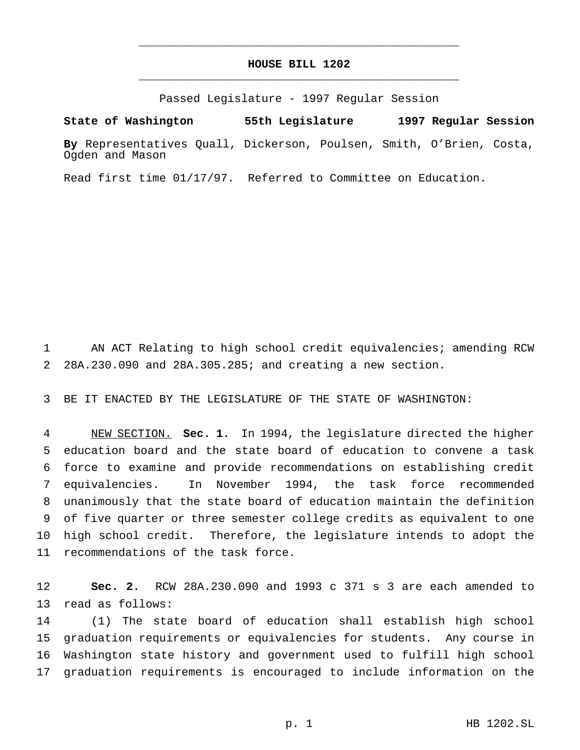# HOUSE BILL 1202

Passed Legislature - 1997 Regular Session

**State of Washington 55th Legislature 1997 Regular Session**

**By** Representatives Quall, Dickerson, Poulsen, Smith, O'Brien, Costa, Ogden and Mason

Read first time 01/17/97. Referred to Committee on Education.

AN ACT Relating to high school credit equivalencies; amending RCW 28A.230.090 and 28A.305.285; and creating a new section.

BE IT ENACTED BY THE LEGISLATURE OF THE STATE OF WASHINGTON:

NEW SECTION. **Sec. 1.** In 1994, the legislature directed the higher education board and the state board of education to convene a task force to examine and provide recommendations on establishing credit equivalencies. In November 1994, the task force recommended unanimously that the state board of education maintain the definition of five quarter or three semester college credits as equivalent to one high school credit. Therefore, the legislature intends to adopt the recommendations of the task force.

**Sec. 2.** RCW 28A.230.090 and 1993 c 371 s 3 are each amended to read as follows:

(1) The state board of education shall establish high school graduation requirements or equivalencies for students. Any course in Washington state history and government used to fulfill high school graduation requirements is encouraged to include information on the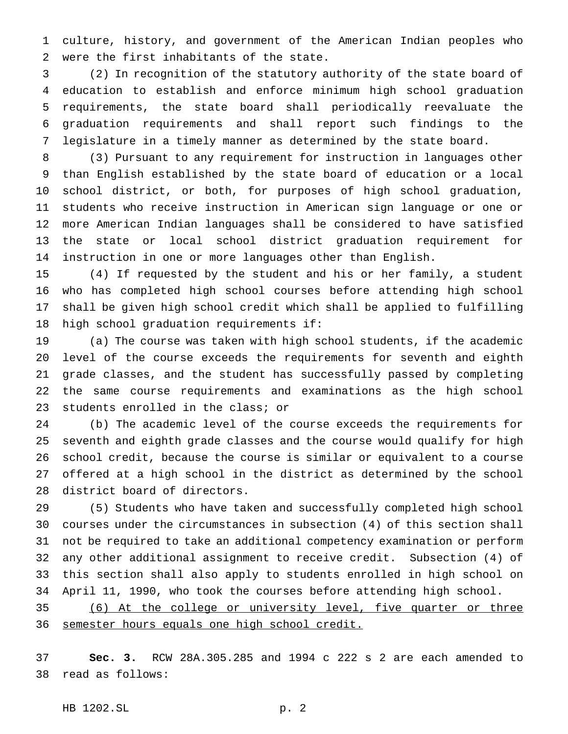culture, history, and government of the American Indian peoples who were the first inhabitants of the state.

(2) In recognition of the statutory authority of the state board of education to establish and enforce minimum high school graduation requirements, the state board shall periodically reevaluate the graduation requirements and shall report such findings to the legislature in a timely manner as determined by the state board.

(3) Pursuant to any requirement for instruction in languages other than English established by the state board of education or a local school district, or both, for purposes of high school graduation, students who receive instruction in American sign language or one or more American Indian languages shall be considered to have satisfied the state or local school district graduation requirement for instruction in one or more languages other than English.

(4) If requested by the student and his or her family, a student who has completed high school courses before attending high school shall be given high school credit which shall be applied to fulfilling high school graduation requirements if:

(a) The course was taken with high school students, if the academic level of the course exceeds the requirements for seventh and eighth grade classes, and the student has successfully passed by completing the same course requirements and examinations as the high school students enrolled in the class; or

(b) The academic level of the course exceeds the requirements for seventh and eighth grade classes and the course would qualify for high school credit, because the course is similar or equivalent to a course offered at a high school in the district as determined by the school district board of directors.

(5) Students who have taken and successfully completed high school courses under the circumstances in subsection (4) of this section shall not be required to take an additional competency examination or perform any other additional assignment to receive credit. Subsection (4) of this section shall also apply to students enrolled in high school on April 11, 1990, who took the courses before attending high school.

<u>(6) At the college or university level, five quarter or three semester hours equals one high school credit.</u>

**Sec. 3.** RCW 28A.305.285 and 1994 c 222 s 2 are each amended to read as follows: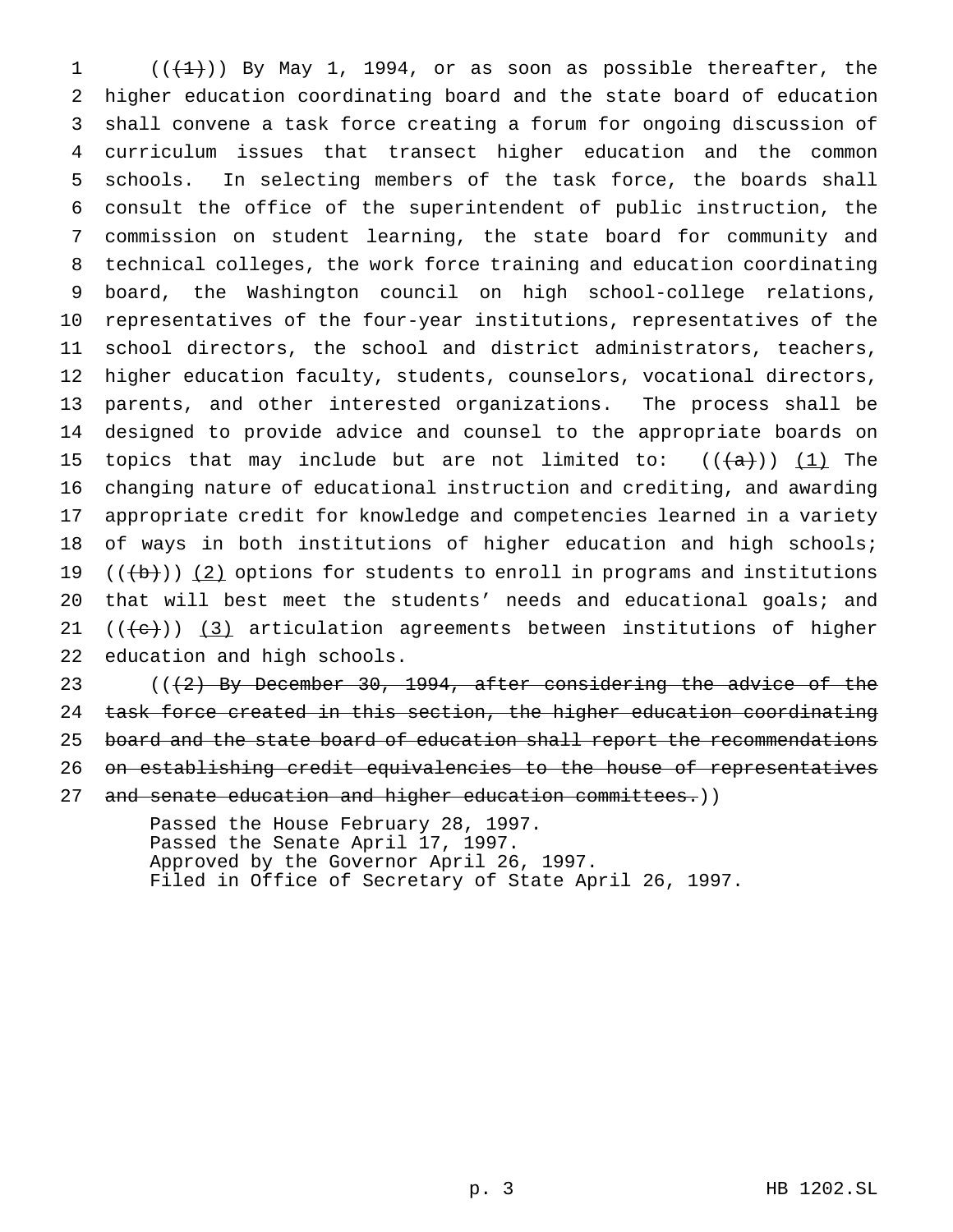(((1))) By May 1, 1994, or as soon as possible thereafter, the higher education coordinating board and the state board of education shall convene a task force creating a forum for ongoing discussion of curriculum issues that transect higher education and the common schools. In selecting members of the task force, the boards shall consult the office of the superintendent of public instruction, the commission on student learning, the state board for community and technical colleges, the work force training and education coordinating board, the Washington council on high school-college relations, representatives of the four-year institutions, representatives of the school directors, the school and district administrators, teachers, higher education faculty, students, counselors, vocational directors, parents, and other interested organizations. The process shall be designed to provide advice and counsel to the appropriate boards on topics that may include but are not limited to: (((a))) (1) The changing nature of educational instruction and crediting, and awarding appropriate credit for knowledge and competencies learned in a variety of ways in both institutions of higher education and high schools; (((b))) (2) options for students to enroll in programs and institutions that will best meet the students' needs and educational goals; and (((c))) (3) articulation agreements between institutions of higher education and high schools.

(((2) By December 30, 1994, after considering the advice of the task force created in this section, the higher education coordinating board and the state board of education shall report the recommendations on establishing credit equivalencies to the house of representatives and senate education and higher education committees.))

Passed the House February 28, 1997.
Passed the Senate April 17, 1997.
Approved by the Governor April 26, 1997.
Filed in Office of Secretary of State April 26, 1997.